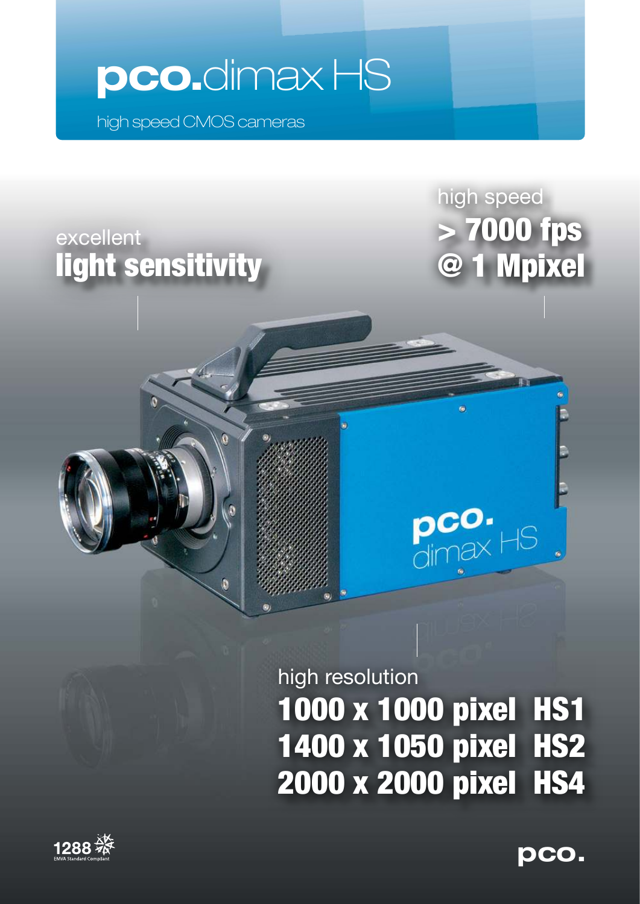# pco.dimax HS

high speed CMOS cameras

excellent
**light sensitivity**

high speed
**> 7000 fps**
**@ 1 Mpixel**

high resolution

**1000 x 1000 pixel HS1**
**1400 x 1050 pixel HS2**
**2000 x 2000 pixel HS4**

1288 EMVA Standard Compliant

pco.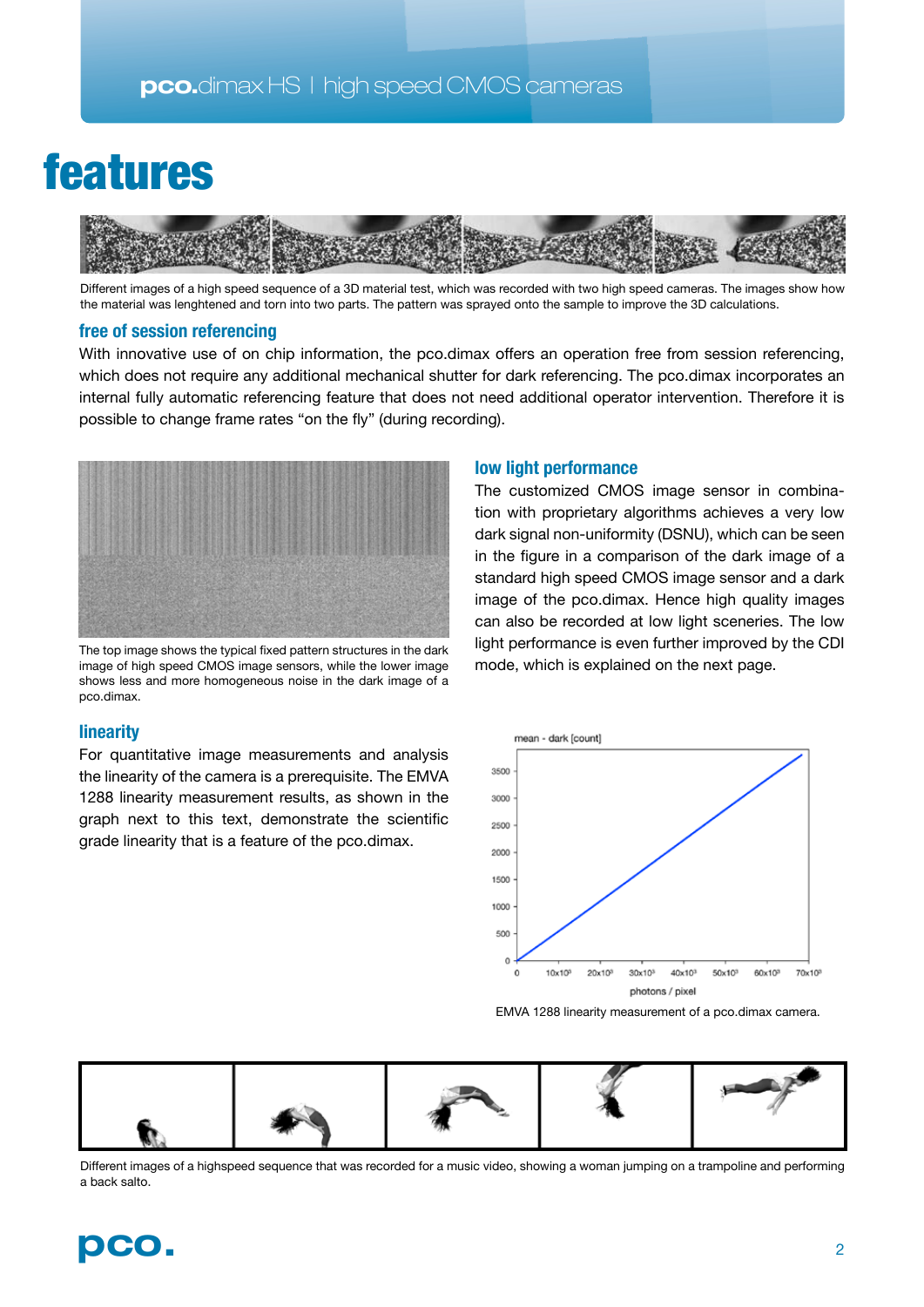# features

Different images of a high speed sequence of a 3D material test, which was recorded with two high speed cameras. The images show how the material was lenghtened and torn into two parts. The pattern was sprayed onto the sample to improve the 3D calculations.

## free of session referencing

With innovative use of on chip information, the pco.dimax offers an operation free from session referencing, which does not require any additional mechanical shutter for dark referencing. The pco.dimax incorporates an internal fully automatic referencing feature that does not need additional operator intervention. Therefore it is possible to change frame rates "on the fly" (during recording).

The top image shows the typical fixed pattern structures in the dark image of high speed CMOS image sensors, while the lower image shows less and more homogeneous noise in the dark image of a pco.dimax.

## low light performance

The customized CMOS image sensor in combination with proprietary algorithms achieves a very low dark signal non-uniformity (DSNU), which can be seen in the figure in a comparison of the dark image of a standard high speed CMOS image sensor and a dark image of the pco.dimax. Hence high quality images can also be recorded at low light sceneries. The low light performance is even further improved by the CDI mode, which is explained on the next page.

## linearity

For quantitative image measurements and analysis the linearity of the camera is a prerequisite. The EMVA 1288 linearity measurement results, as shown in the graph next to this text, demonstrate the scientific grade linearity that is a feature of the pco.dimax.

EMVA 1288 linearity measurement of a pco.dimax camera.

Different images of a highspeed sequence that was recorded for a music video, showing a woman jumping on a trampoline and performing a back salto.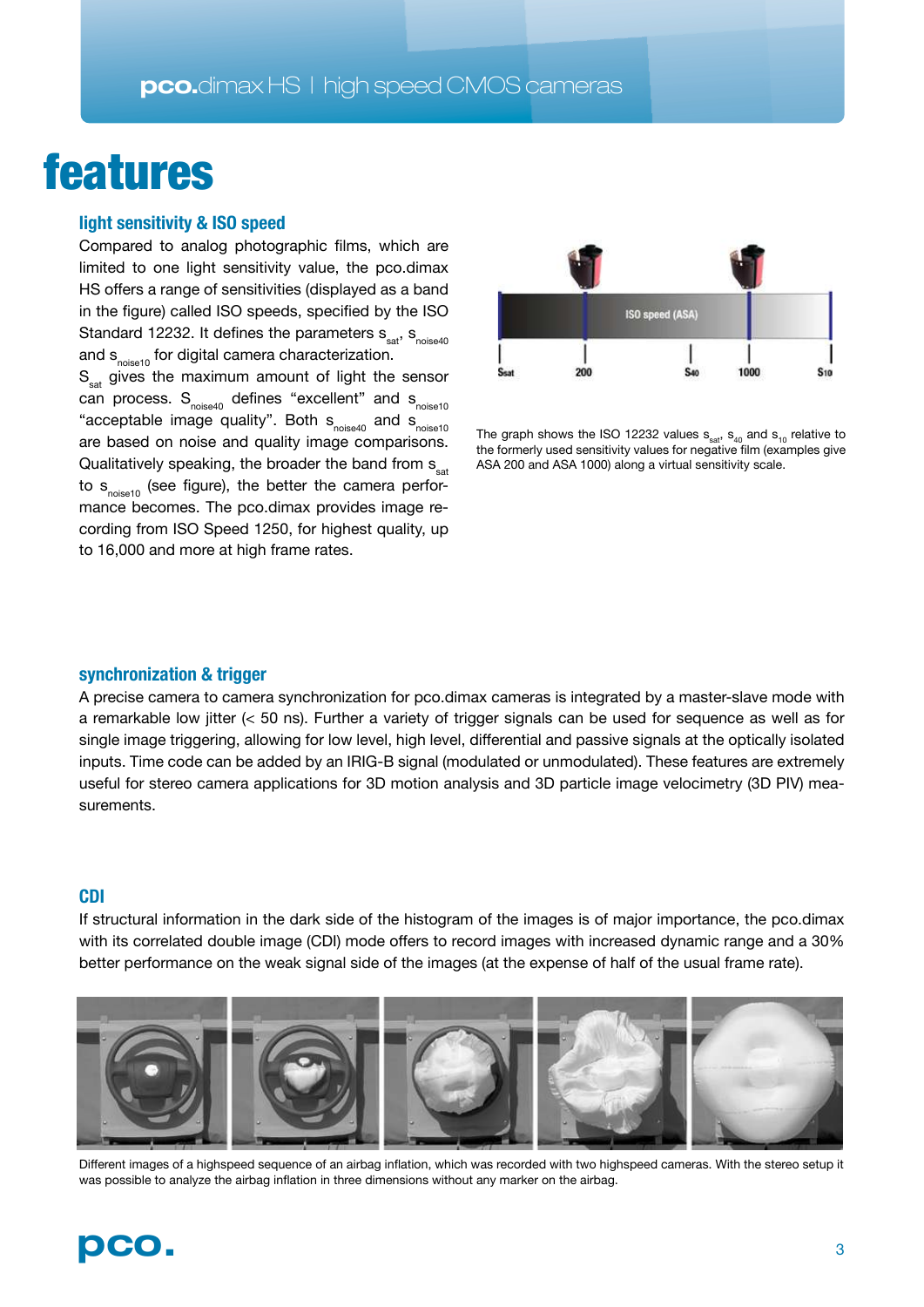# features

## light sensitivity & ISO speed

Compared to analog photographic films, which are limited to one light sensitivity value, the pco.dimax HS offers a range of sensitivities (displayed as a band in the figure) called ISO speeds, specified by the ISO Standard 12232. It defines the parameters $s_{sat}$, $s_{noise40}$ and $s_{noise10}$ for digital camera characterization.

$S_{sat}$ gives the maximum amount of light the sensor can process. $S_{noise40}$ defines "excellent" and $s_{noise10}$ "acceptable image quality". Both $s_{noise40}$ and $s_{noise10}$ are based on noise and quality image comparisons. Qualitatively speaking, the broader the band from $s_{sat}$ to $s_{noise10}$ (see figure), the better the camera performance becomes. The pco.dimax provides image recording from ISO Speed 1250, for highest quality, up to 16,000 and more at high frame rates.

The graph shows the ISO 12232 values $s_{sat}$, $s_{40}$ and $s_{10}$ relative to the formerly used sensitivity values for negative film (examples give ASA 200 and ASA 1000) along a virtual sensitivity scale.

## synchronization & trigger

A precise camera to camera synchronization for pco.dimax cameras is integrated by a master-slave mode with a remarkable low jitter (< 50 ns). Further a variety of trigger signals can be used for sequence as well as for single image triggering, allowing for low level, high level, differential and passive signals at the optically isolated inputs. Time code can be added by an IRIG-B signal (modulated or unmodulated). These features are extremely useful for stereo camera applications for 3D motion analysis and 3D particle image velocimetry (3D PIV) measurements.

## CDI

If structural information in the dark side of the histogram of the images is of major importance, the pco.dimax with its correlated double image (CDI) mode offers to record images with increased dynamic range and a 30% better performance on the weak signal side of the images (at the expense of half of the usual frame rate).

Different images of a highspeed sequence of an airbag inflation, which was recorded with two highspeed cameras. With the stereo setup it was possible to analyze the airbag inflation in three dimensions without any marker on the airbag.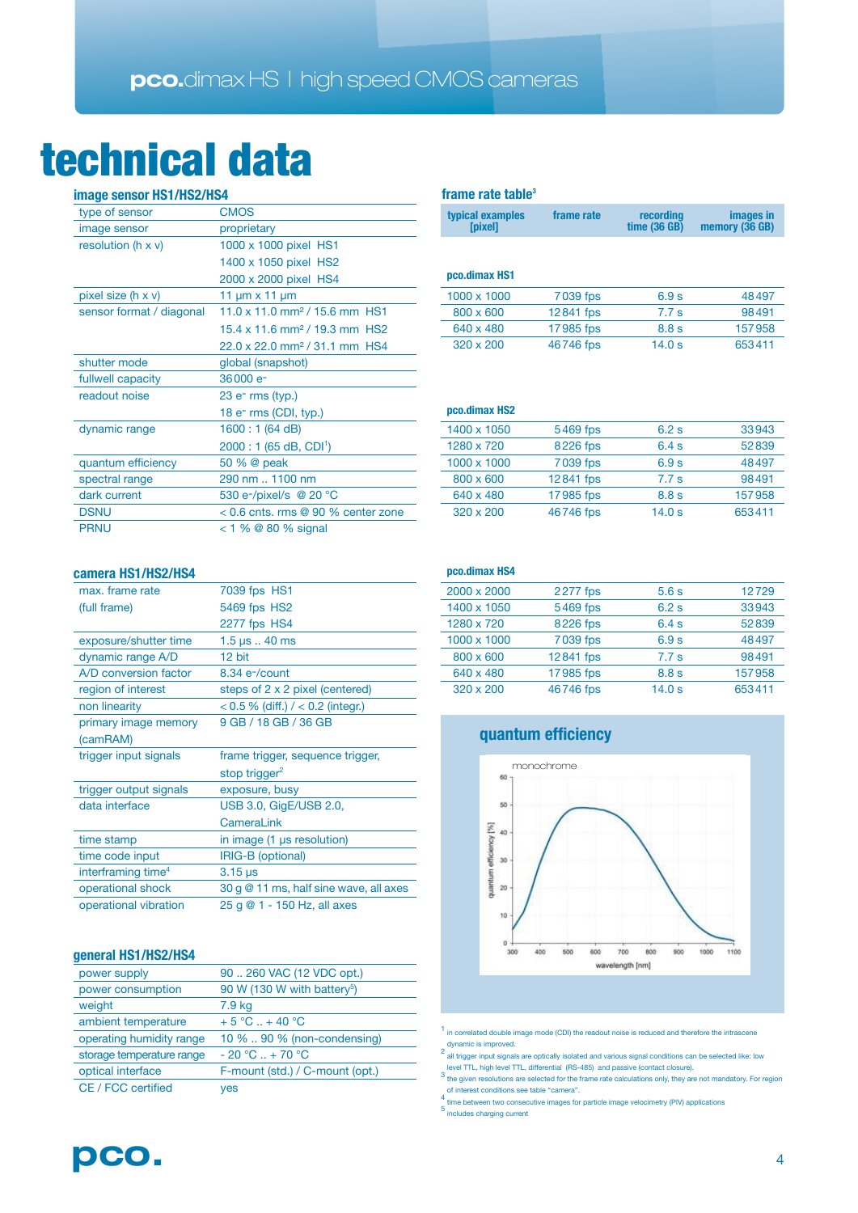# technical data

### image sensor HS1/HS2/HS4

| | |
|---|---|
| type of sensor | CMOS |
| image sensor | proprietary |
| resolution (h x v) | 1000 x 1000 pixel HS1 |
| | 1400 x 1050 pixel HS2 |
| | 2000 x 2000 pixel HS4 |
| pixel size (h x v) | 11 µm x 11 µm |
| sensor format / diagonal | 11.0 x 11.0 mm² / 15.6 mm HS1 |
| | 15.4 x 11.6 mm² / 19.3 mm HS2 |
| | 22.0 x 22.0 mm² / 31.1 mm HS4 |
| shutter mode | global (snapshot) |
| fullwell capacity | 36 000 e⁻ |
| readout noise | 23 e⁻ rms (typ.) |
| | 18 e⁻ rms (CDI, typ.) |
| dynamic range | 1600 : 1 (64 dB) |
| | 2000 : 1 (65 dB, CDI[1]) |
| quantum efficiency | 50 % @ peak |
| spectral range | 290 nm .. 1100 nm |
| dark current | 530 e⁻/pixel/s @ 20 °C |
| DSNU | < 0.6 cnts. rms @ 90 % center zone |
| PRNU | < 1 % @ 80 % signal |

### camera HS1/HS2/HS4

| | |
|---|---|
| max. frame rate | 7039 fps HS1 |
| (full frame) | 5469 fps HS2 |
| | 2277 fps HS4 |
| exposure/shutter time | 1.5 µs .. 40 ms |
| dynamic range A/D | 12 bit |
| A/D conversion factor | 8.34 e⁻/count |
| region of interest | steps of 2 x 2 pixel (centered) |
| non linearity | < 0.5 % (diff.) / < 0.2 (integr.) |
| primary image memory (camRAM) | 9 GB / 18 GB / 36 GB |
| trigger input signals | frame trigger, sequence trigger, stop trigger[2] |
| trigger output signals | exposure, busy |
| data interface | USB 3.0, GigE/USB 2.0, CameraLink |
| time stamp | in image (1 µs resolution) |
| time code input | IRIG-B (optional) |
| interframing time[4] | 3.15 µs |
| operational shock | 30 g @ 11 ms, half sine wave, all axes |
| operational vibration | 25 g @ 1 - 150 Hz, all axes |

### general HS1/HS2/HS4

| | |
|---|---|
| power supply | 90 .. 260 VAC (12 VDC opt.) |
| power consumption | 90 W (130 W with battery[5]) |
| weight | 7.9 kg |
| ambient temperature | + 5 °C .. + 40 °C |
| operating humidity range | 10 % .. 90 % (non-condensing) |
| storage temperature range | - 20 °C .. + 70 °C |
| optical interface | F-mount (std.) / C-mount (opt.) |
| CE / FCC certified | yes |

### frame rate table[3]

| typical examples [pixel] | frame rate | recording time (36 GB) | images in memory (36 GB) |
|---|---|---|---|
| **pco.dimax HS1** | | | |
| 1000 x 1000 | 7039 fps | 6.9 s | 48497 |
| 800 x 600 | 12841 fps | 7.7 s | 98491 |
| 640 x 480 | 17985 fps | 8.8 s | 157958 |
| 320 x 200 | 46746 fps | 14.0 s | 653411 |
| **pco.dimax HS2** | | | |
| 1400 x 1050 | 5469 fps | 6.2 s | 33943 |
| 1280 x 720 | 8226 fps | 6.4 s | 52839 |
| 1000 x 1000 | 7039 fps | 6.9 s | 48497 |
| 800 x 600 | 12841 fps | 7.7 s | 98491 |
| 640 x 480 | 17985 fps | 8.8 s | 157958 |
| 320 x 200 | 46746 fps | 14.0 s | 653411 |
| **pco.dimax HS4** | | | |
| 2000 x 2000 | 2277 fps | 5.6 s | 12729 |
| 1400 x 1050 | 5469 fps | 6.2 s | 33943 |
| 1280 x 720 | 8226 fps | 6.4 s | 52839 |
| 1000 x 1000 | 7039 fps | 6.9 s | 48497 |
| 800 x 600 | 12841 fps | 7.7 s | 98491 |
| 640 x 480 | 17985 fps | 8.8 s | 157958 |
| 320 x 200 | 46746 fps | 14.0 s | 653411 |

### quantum efficiency

monochrome

quantum efficiency [%] vs. wavelength [nm]

[1] in correlated double image mode (CDI) the readout noise is reduced and therefore the intrascene dynamic is improved.

[2] all trigger input signals are optically isolated and various signal conditions can be selected like: low level TTL, high level TTL, differential (RS-485) and passive (contact closure).

[3] the given resolutions are selected for the frame rate calculations only, they are not mandatory. For region of interest conditions see table "camera".

[4] time between two consecutive images for particle image velocimetry (PIV) applications

[5] includes charging current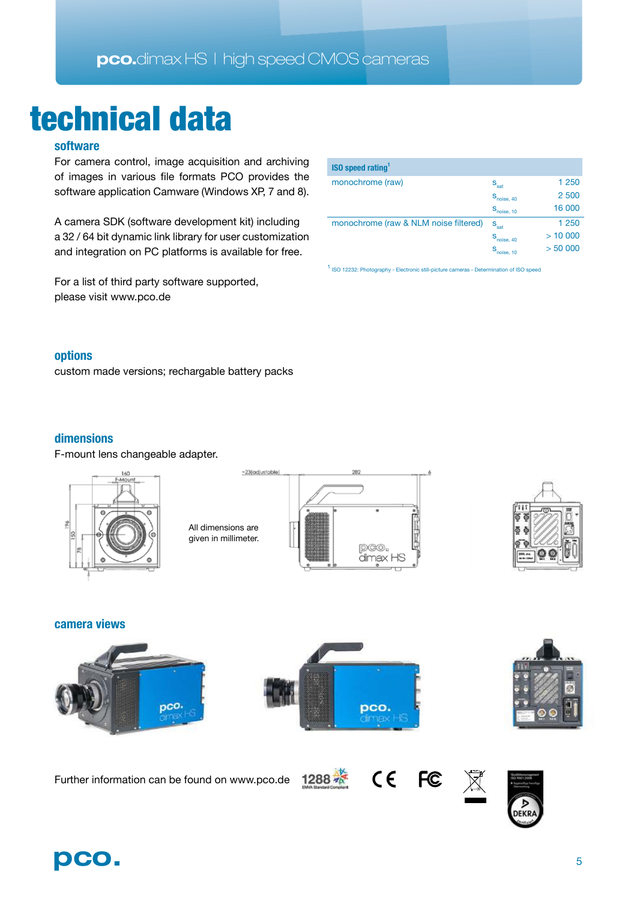# technical data

## software

For camera control, image acquisition and archiving of images in various file formats PCO provides the software application Camware (Windows XP, 7 and 8).

A camera SDK (software development kit) including a 32 / 64 bit dynamic link library for user customization and integration on PC platforms is available for free.

For a list of third party software supported, please visit www.pco.de

| ISO speed rating[1] | | |
|---|---|---|
| monochrome (raw) | $S_{sat}$ | 1 250 |
| | $S_{noise,\,40}$ | 2 500 |
| | $S_{noise,\,10}$ | 16 000 |
| monochrome (raw & NLM noise filtered) | $S_{sat}$ | 1 250 |
| | $S_{noise,\,40}$ | > 10 000 |
| | $S_{noise,\,10}$ | > 50 000 |

[1] ISO 12232: Photography - Electronic still-picture cameras - Determination of ISO speed

## options

custom made versions; rechargable battery packs

## dimensions

F-mount lens changeable adapter.

All dimensions are given in millimeter.

## camera views

Further information can be found on www.pco.de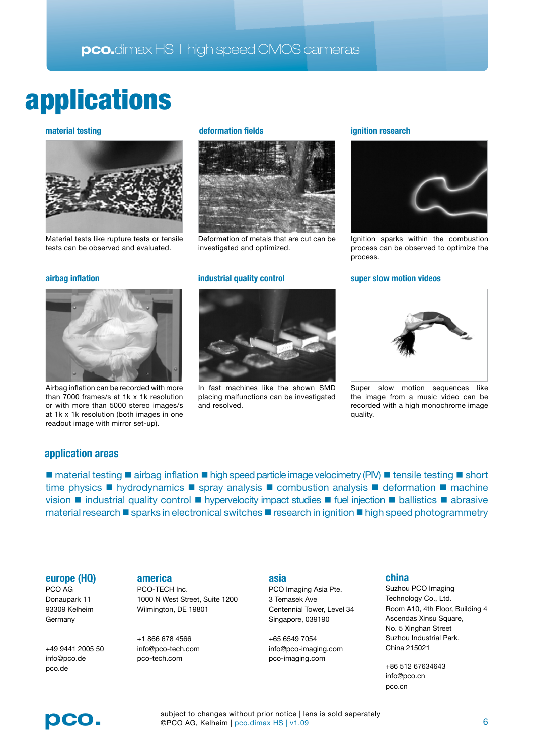# applications

### material testing

Material tests like rupture tests or tensile tests can be observed and evaluated.

### deformation fields

Deformation of metals that are cut can be investigated and optimized.

### ignition research

Ignition sparks within the combustion process can be observed to optimize the process.

### airbag inflation

Airbag inflation can be recorded with more than 7000 frames/s at 1k x 1k resolution or with more than 5000 stereo images/s at 1k x 1k resolution (both images in one readout image with mirror set-up).

### industrial quality control

In fast machines like the shown SMD placing malfunctions can be investigated and resolved.

### super slow motion videos

Super slow motion sequences like the image from a music video can be recorded with a high monochrome image quality.

## application areas

■ material testing ■ airbag inflation ■ high speed particle image velocimetry (PIV) ■ tensile testing ■ short time physics ■ hydrodynamics ■ spray analysis ■ combustion analysis ■ deformation ■ machine vision ■ industrial quality control ■ hypervelocity impact studies ■ fuel injection ■ ballistics ■ abrasive material research ■ sparks in electronical switches ■ research in ignition ■ high speed photogrammetry

### europe (HQ)

PCO AG
Donaupark 11
93309 Kelheim
Germany

+49 9441 2005 50
info@pco.de
pco.de

### america

PCO-TECH Inc.
1000 N West Street, Suite 1200
Wilmington, DE 19801

+1 866 678 4566
info@pco-tech.com
pco-tech.com

### asia

PCO Imaging Asia Pte.
3 Temasek Ave
Centennial Tower, Level 34
Singapore, 039190

+65 6549 7054
info@pco-imaging.com
pco-imaging.com

### china

Suzhou PCO Imaging
Technology Co., Ltd.
Room A10, 4th Floor, Building 4
Ascendas Xinsu Square,
No. 5 Xinghan Street
Suzhou Industrial Park,
China 215021

+86 512 67634643
info@pco.cn
pco.cn

subject to changes without prior notice | lens is sold seperately
©PCO AG, Kelheim | pco.dimax HS | v1.09